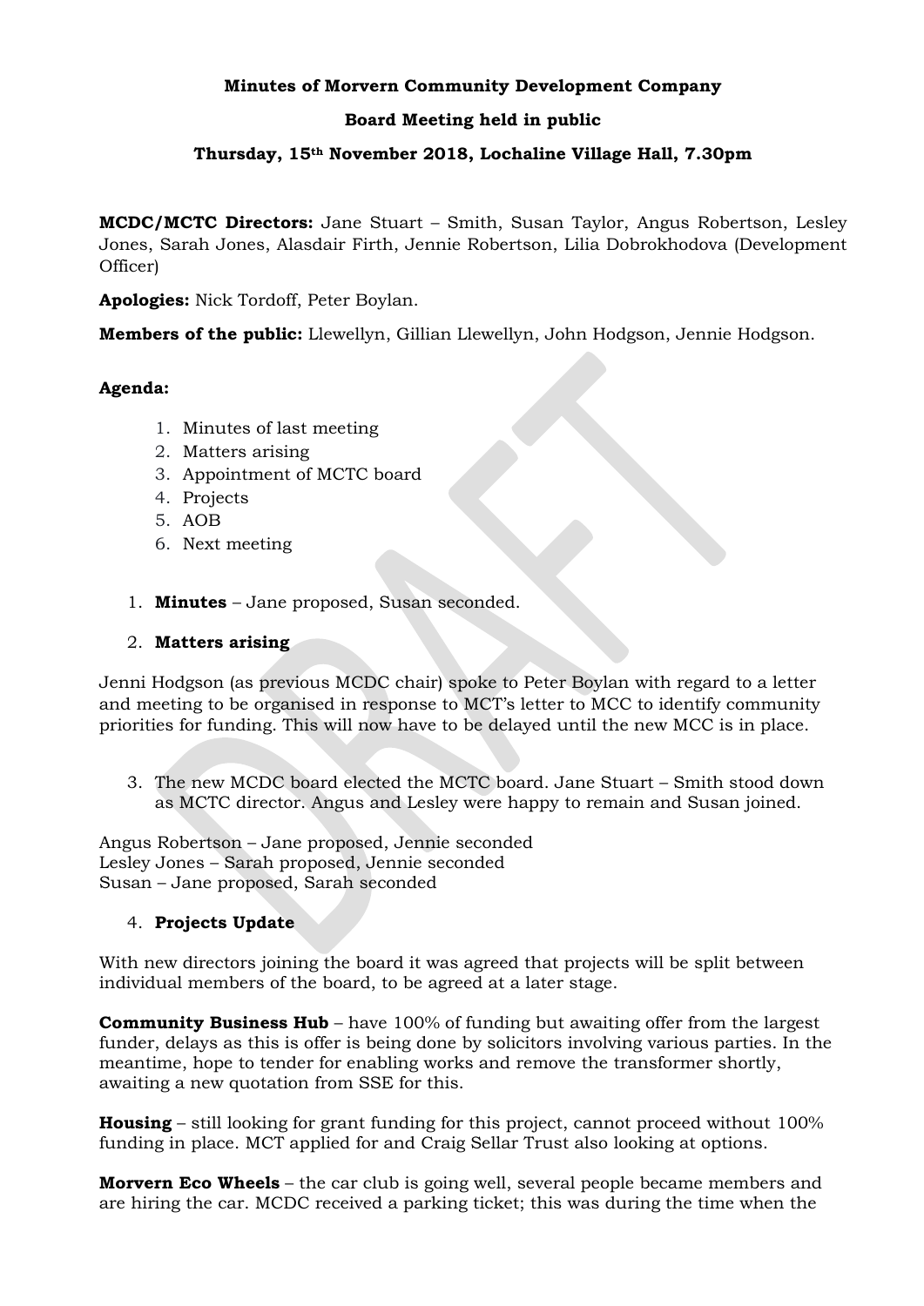**Minutes of Morvern Community Development Company**

**Board Meeting held in public**

**Thursday, 15th November 2018, Lochaline Village Hall, 7.30pm**

**MCDC/MCTC Directors:** Jane Stuart – Smith, Susan Taylor, Angus Robertson, Lesley Jones, Sarah Jones, Alasdair Firth, Jennie Robertson, Lilia Dobrokhodova (Development Officer)

**Apologies:** Nick Tordoff, Peter Boylan.

**Members of the public:** Llewellyn, Gillian Llewellyn, John Hodgson, Jennie Hodgson.

**Agenda:**

1. Minutes of last meeting
2. Matters arising
3. Appointment of MCTC board
4. Projects
5. AOB
6. Next meeting

1. **Minutes** – Jane proposed, Susan seconded.

2. **Matters arising**

Jenni Hodgson (as previous MCDC chair) spoke to Peter Boylan with regard to a letter and meeting to be organised in response to MCT's letter to MCC to identify community priorities for funding. This will now have to be delayed until the new MCC is in place.

3. The new MCDC board elected the MCTC board. Jane Stuart – Smith stood down as MCTC director. Angus and Lesley were happy to remain and Susan joined.

Angus Robertson – Jane proposed, Jennie seconded
Lesley Jones – Sarah proposed, Jennie seconded
Susan – Jane proposed, Sarah seconded

4. **Projects Update**

With new directors joining the board it was agreed that projects will be split between individual members of the board, to be agreed at a later stage.

**Community Business Hub** – have 100% of funding but awaiting offer from the largest funder, delays as this is offer is being done by solicitors involving various parties. In the meantime, hope to tender for enabling works and remove the transformer shortly, awaiting a new quotation from SSE for this.

**Housing** – still looking for grant funding for this project, cannot proceed without 100% funding in place. MCT applied for and Craig Sellar Trust also looking at options.

**Morvern Eco Wheels** – the car club is going well, several people became members and are hiring the car. MCDC received a parking ticket; this was during the time when the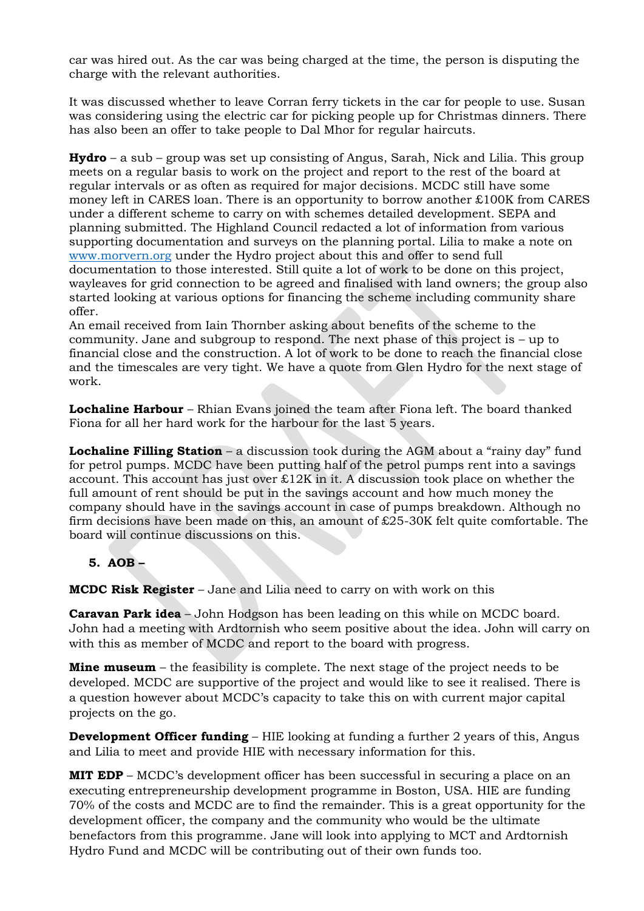car was hired out. As the car was being charged at the time, the person is disputing the charge with the relevant authorities.

It was discussed whether to leave Corran ferry tickets in the car for people to use. Susan was considering using the electric car for picking people up for Christmas dinners. There has also been an offer to take people to Dal Mhor for regular haircuts.

**Hydro** – a sub – group was set up consisting of Angus, Sarah, Nick and Lilia. This group meets on a regular basis to work on the project and report to the rest of the board at regular intervals or as often as required for major decisions. MCDC still have some money left in CARES loan. There is an opportunity to borrow another £100K from CARES under a different scheme to carry on with schemes detailed development. SEPA and planning submitted. The Highland Council redacted a lot of information from various supporting documentation and surveys on the planning portal. Lilia to make a note on www.morvern.org under the Hydro project about this and offer to send full documentation to those interested. Still quite a lot of work to be done on this project, wayleaves for grid connection to be agreed and finalised with land owners; the group also started looking at various options for financing the scheme including community share offer.
An email received from Iain Thornber asking about benefits of the scheme to the community. Jane and subgroup to respond. The next phase of this project is – up to financial close and the construction. A lot of work to be done to reach the financial close and the timescales are very tight. We have a quote from Glen Hydro for the next stage of work.

**Lochaline Harbour** – Rhian Evans joined the team after Fiona left. The board thanked Fiona for all her hard work for the harbour for the last 5 years.

**Lochaline Filling Station** – a discussion took during the AGM about a "rainy day" fund for petrol pumps. MCDC have been putting half of the petrol pumps rent into a savings account. This account has just over £12K in it. A discussion took place on whether the full amount of rent should be put in the savings account and how much money the company should have in the savings account in case of pumps breakdown. Although no firm decisions have been made on this, an amount of £25-30K felt quite comfortable. The board will continue discussions on this.

5. **AOB –**

**MCDC Risk Register** – Jane and Lilia need to carry on with work on this

**Caravan Park idea** – John Hodgson has been leading on this while on MCDC board. John had a meeting with Ardtornish who seem positive about the idea. John will carry on with this as member of MCDC and report to the board with progress.

**Mine museum** – the feasibility is complete. The next stage of the project needs to be developed. MCDC are supportive of the project and would like to see it realised. There is a question however about MCDC's capacity to take this on with current major capital projects on the go.

**Development Officer funding** – HIE looking at funding a further 2 years of this, Angus and Lilia to meet and provide HIE with necessary information for this.

**MIT EDP** – MCDC's development officer has been successful in securing a place on an executing entrepreneurship development programme in Boston, USA. HIE are funding 70% of the costs and MCDC are to find the remainder. This is a great opportunity for the development officer, the company and the community who would be the ultimate benefactors from this programme. Jane will look into applying to MCT and Ardtornish Hydro Fund and MCDC will be contributing out of their own funds too.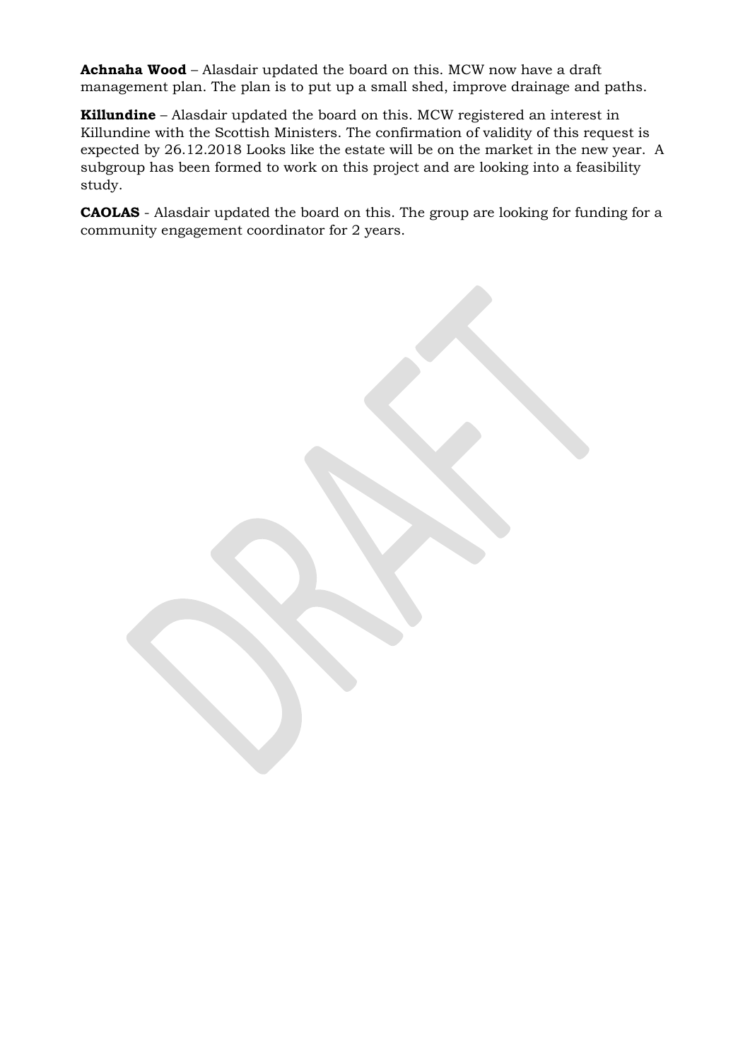**Achnaha Wood** – Alasdair updated the board on this. MCW now have a draft management plan. The plan is to put up a small shed, improve drainage and paths.

**Killundine** – Alasdair updated the board on this. MCW registered an interest in Killundine with the Scottish Ministers. The confirmation of validity of this request is expected by 26.12.2018 Looks like the estate will be on the market in the new year. A subgroup has been formed to work on this project and are looking into a feasibility study.

**CAOLAS** - Alasdair updated the board on this. The group are looking for funding for a community engagement coordinator for 2 years.